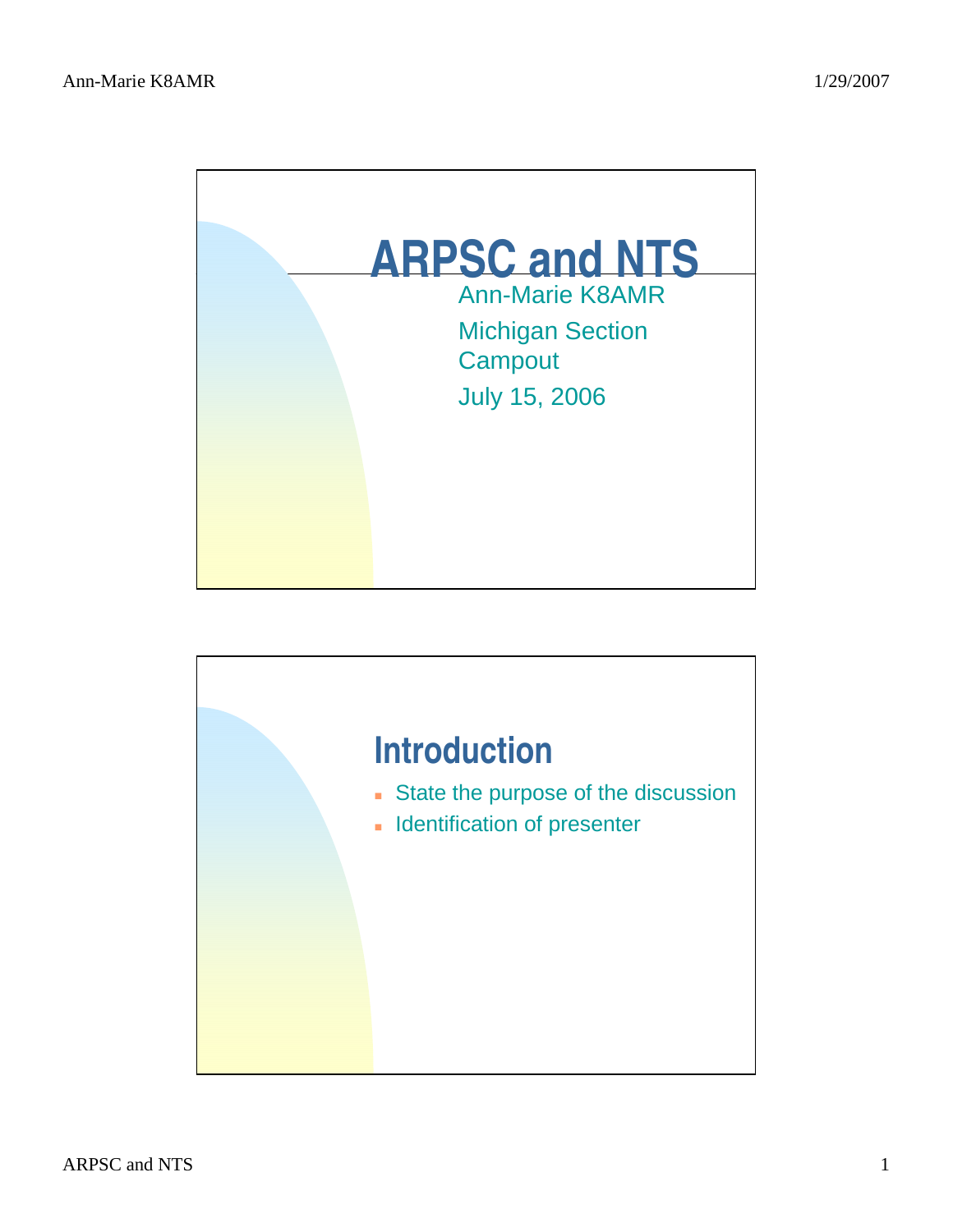# ARPSC and NTS

Ann-Marie K8AMR

Michigan Section Campout

July 15, 2006

## Introduction

- State the purpose of the discussion
- Identification of presenter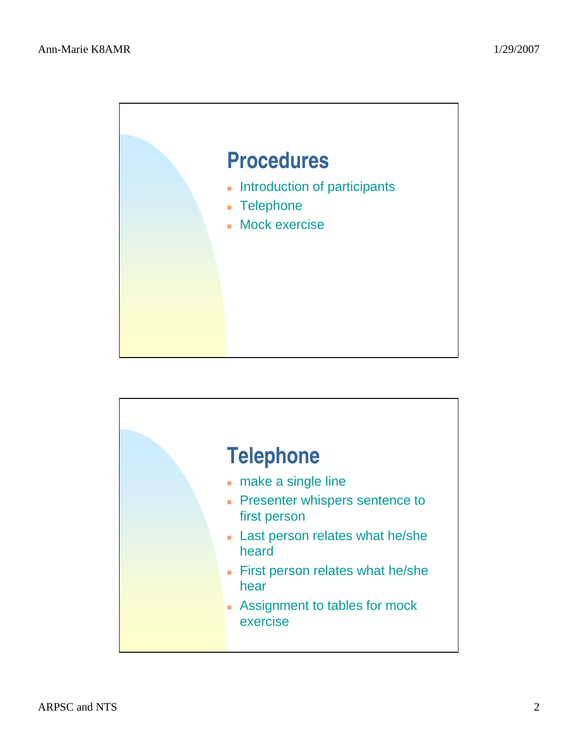## Procedures

- Introduction of participants
- Telephone
- Mock exercise

## Telephone

- make a single line
- Presenter whispers sentence to first person
- Last person relates what he/she heard
- First person relates what he/she hear
- Assignment to tables for mock exercise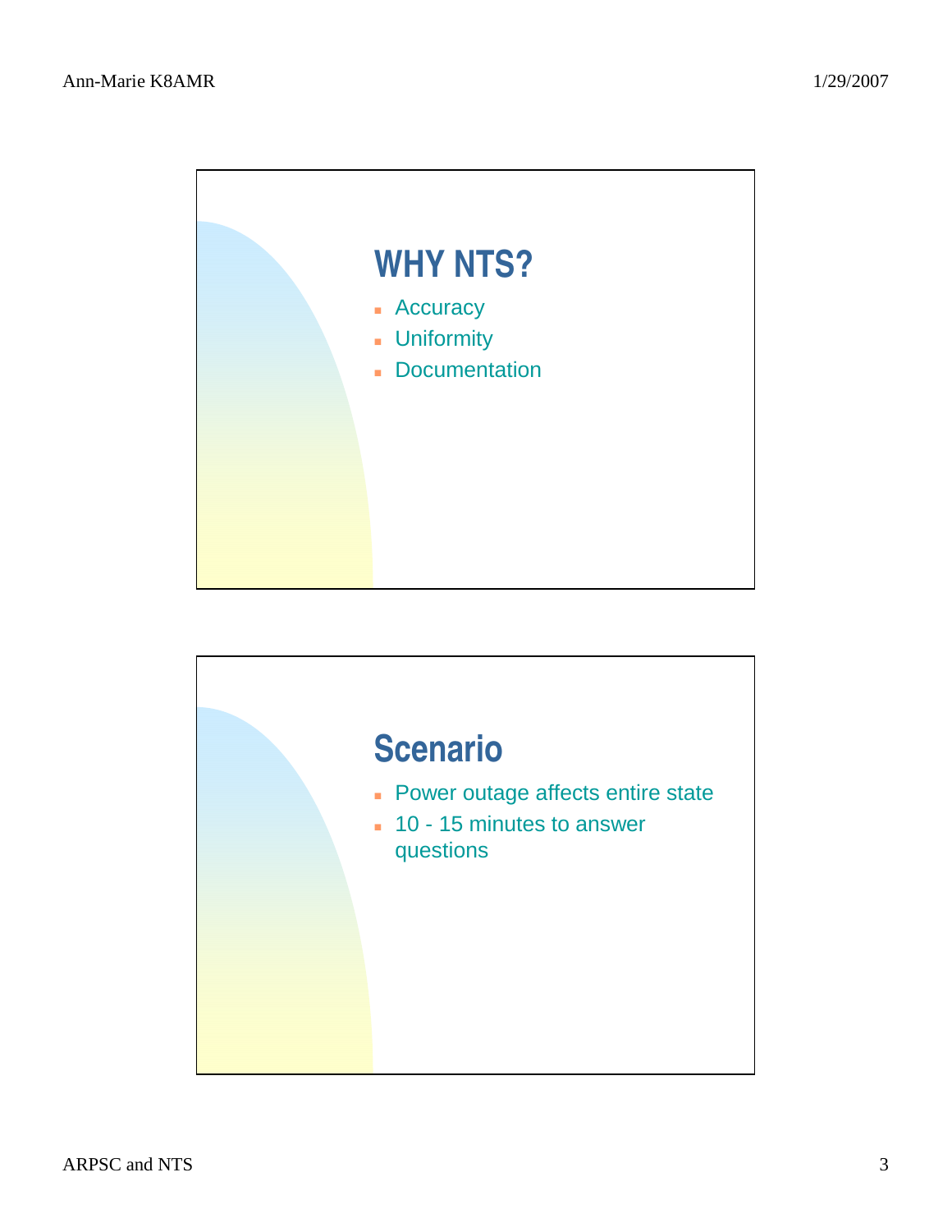## WHY NTS?

- Accuracy
- Uniformity
- Documentation

## Scenario

- Power outage affects entire state
- 10 - 15 minutes to answer questions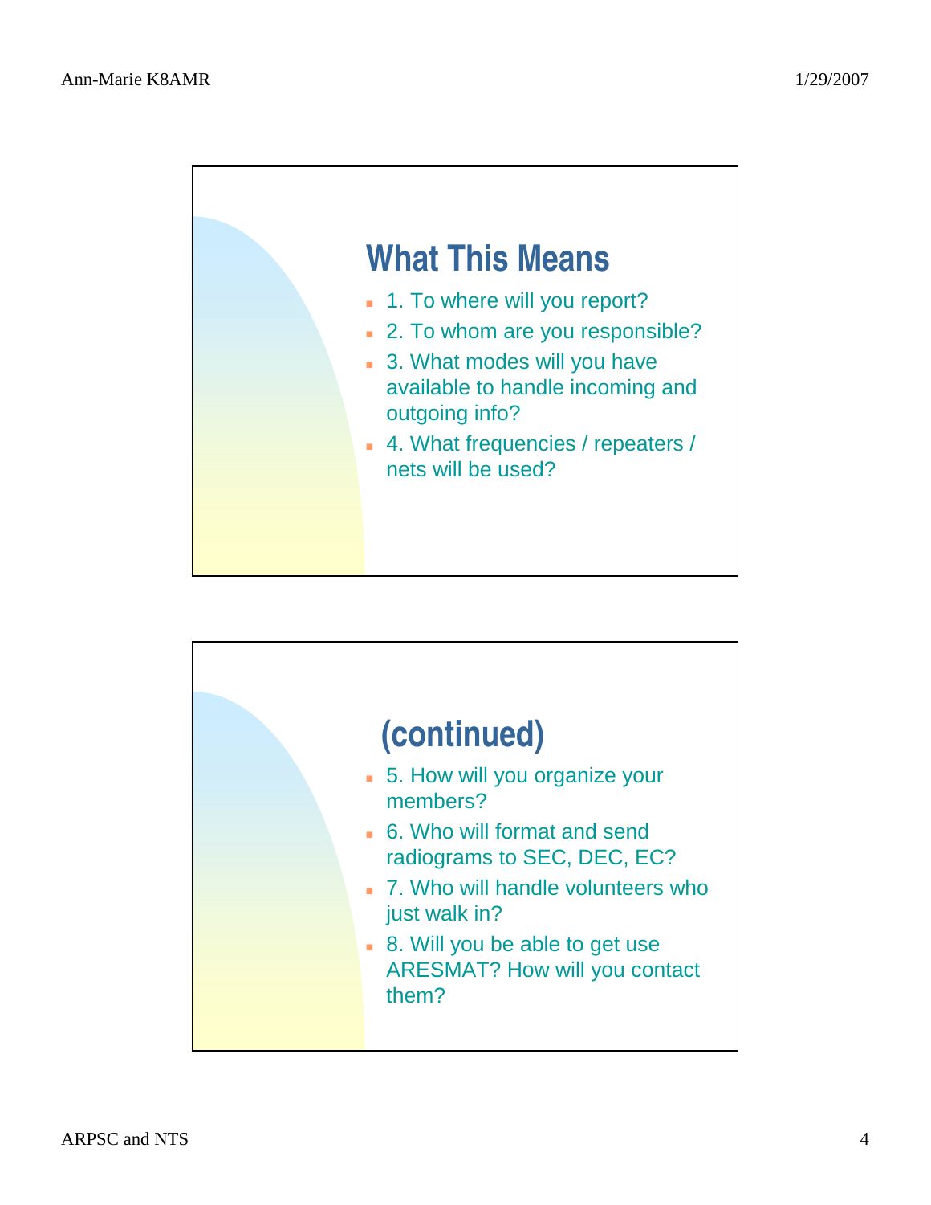## What This Means

- 1. To where will you report?
- 2. To whom are you responsible?
- 3. What modes will you have available to handle incoming and outgoing info?
- 4. What frequencies / repeaters / nets will be used?

## (continued)

- 5. How will you organize your members?
- 6. Who will format and send radiograms to SEC, DEC, EC?
- 7. Who will handle volunteers who just walk in?
- 8. Will you be able to get use ARESMAT? How will you contact them?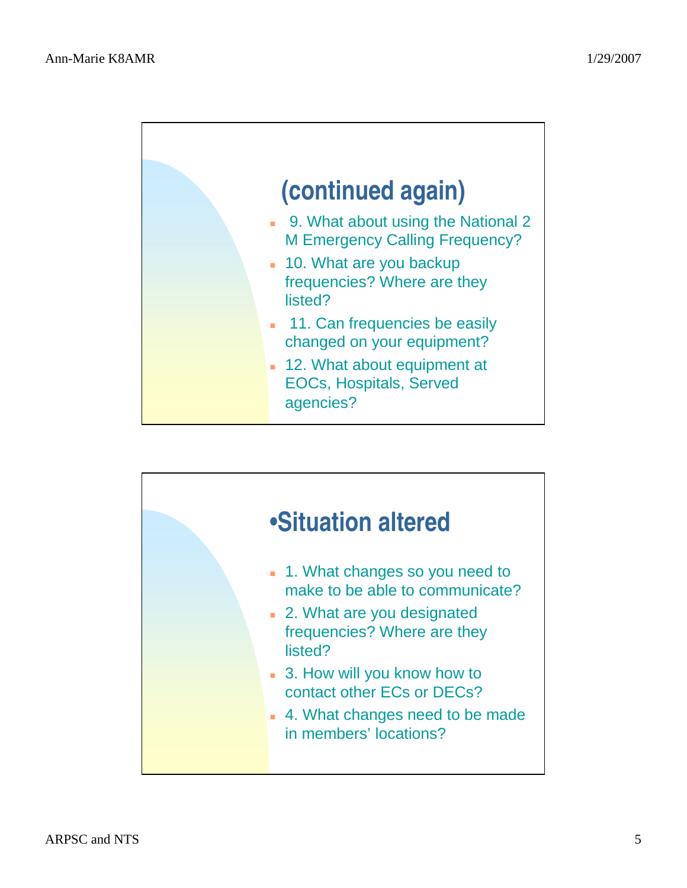## (continued again)

- 9. What about using the National 2 M Emergency Calling Frequency?
- 10. What are you backup frequencies? Where are they listed?
- 11. Can frequencies be easily changed on your equipment?
- 12. What about equipment at EOCs, Hospitals, Served agencies?

## •Situation altered

- 1. What changes so you need to make to be able to communicate?
- 2. What are you designated frequencies? Where are they listed?
- 3. How will you know how to contact other ECs or DECs?
- 4. What changes need to be made in members' locations?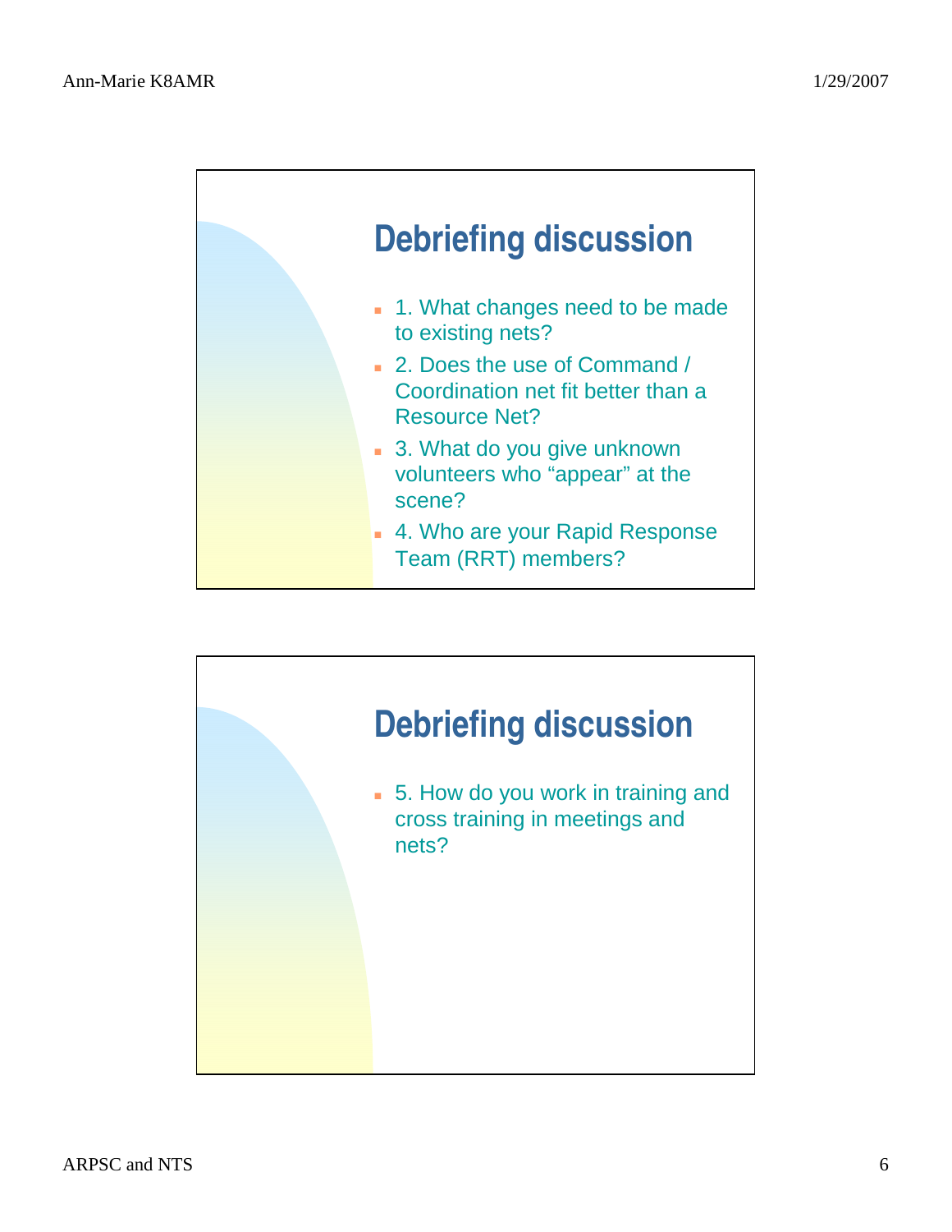## Debriefing discussion

- 1. What changes need to be made to existing nets?
- 2. Does the use of Command / Coordination net fit better than a Resource Net?
- 3. What do you give unknown volunteers who “appear” at the scene?
- 4. Who are your Rapid Response Team (RRT) members?

## Debriefing discussion

- 5. How do you work in training and cross training in meetings and nets?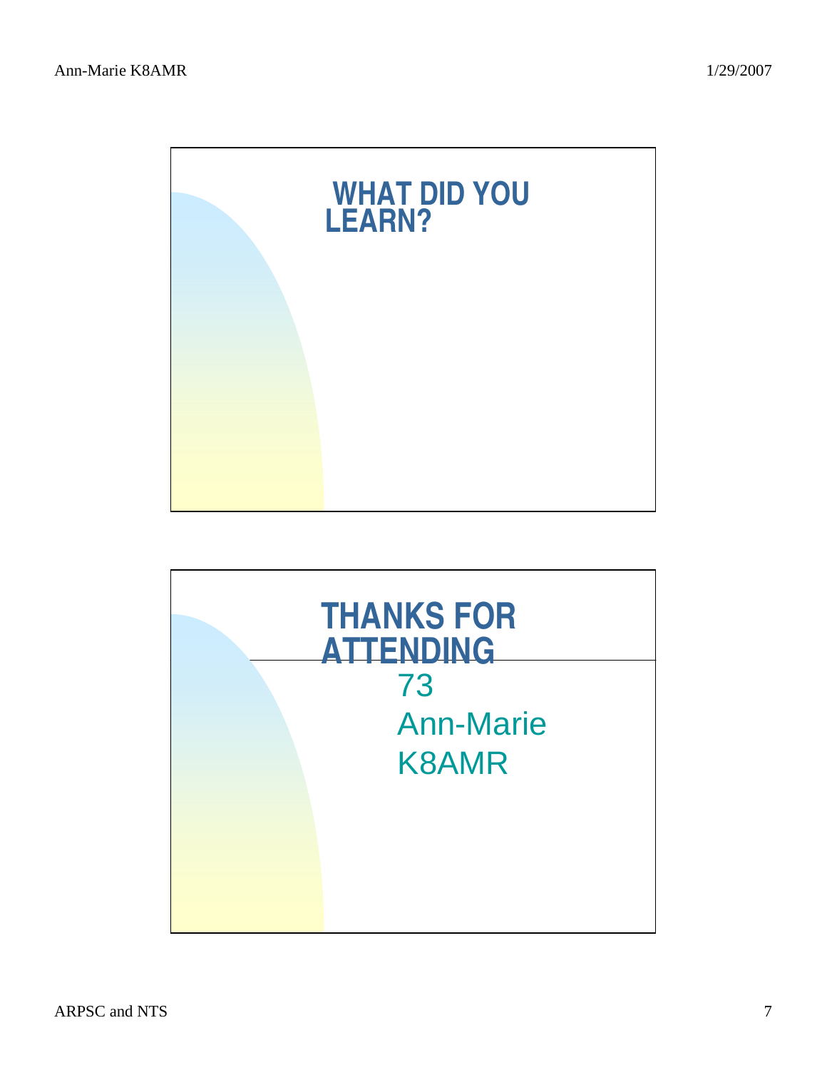## WHAT DID YOU LEARN?

## THANKS FOR ATTENDING

73

Ann-Marie

K8AMR